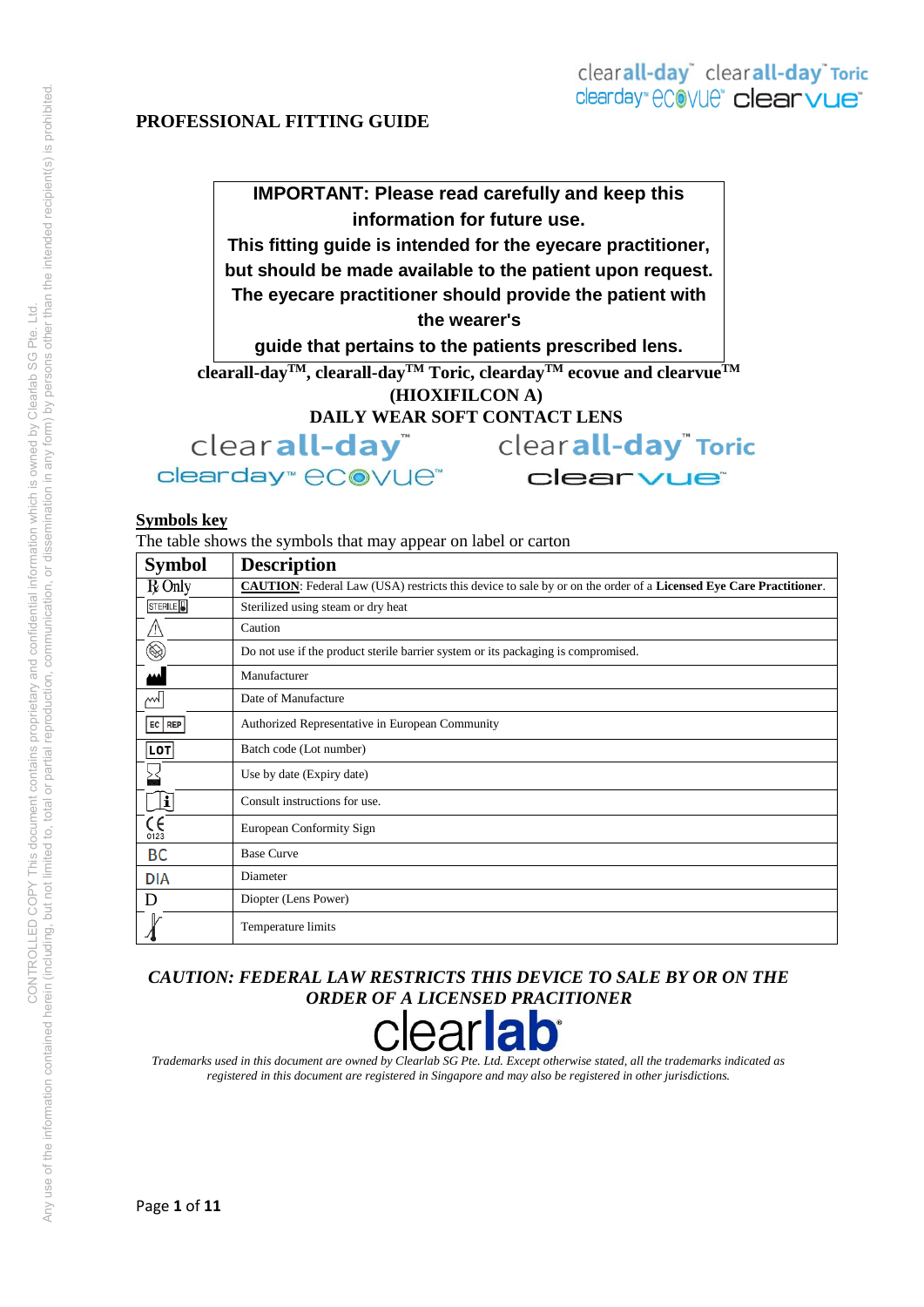clearall-day™ clearall-day™ Toric
clearday™ ecovue™ clearvue™

# PROFESSIONAL FITTING GUIDE

**IMPORTANT: Please read carefully and keep this information for future use.**
**This fitting guide is intended for the eyecare practitioner, but should be made available to the patient upon request. The eyecare practitioner should provide the patient with the wearer's guide that pertains to the patients prescribed lens.**

**clearall-day™, clearall-day™ Toric, clearday™ ecovue and clearvue™**
**(HIOXIFILCON A)**
**DAILY WEAR SOFT CONTACT LENS**

clearall-day™ clearall-day™ Toric
clearday™ ecovue™ clearvue™

## Symbols key

The table shows the symbols that may appear on label or carton

| Symbol | Description |
| --- | --- |
| ℞ Only | **CAUTION**: Federal Law (USA) restricts this device to sale by or on the order of a **Licensed Eye Care Practitioner**. |
| STERILE | Sterilized using steam or dry heat |
| ⚠ | Caution |
| | Do not use if the product sterile barrier system or its packaging is compromised. |
| | Manufacturer |
| | Date of Manufacture |
| EC REP | Authorized Representative in European Community |
| LOT | Batch code (Lot number) |
| | Use by date (Expiry date) |
| | Consult instructions for use. |
| CE 0123 | European Conformity Sign |
| BC | Base Curve |
| DIA | Diameter |
| D | Diopter (Lens Power) |
| | Temperature limits |

***CAUTION: FEDERAL LAW RESTRICTS THIS DEVICE TO SALE BY OR ON THE ORDER OF A LICENSED PRACITIONER***

clearlab®

*Trademarks used in this document are owned by Clearlab SG Pte. Ltd. Except otherwise stated, all the trademarks indicated as registered in this document are registered in Singapore and may also be registered in other jurisdictions.*

CONTROLLED COPY This document contains proprietary and confidential information which is owned by Clearlab SG Pte. Ltd. Any use of the information contained herein (including, but not limited to, total or partial reproduction, communication, or dissemination in any form) by persons other than the intended recipient(s) is prohibited.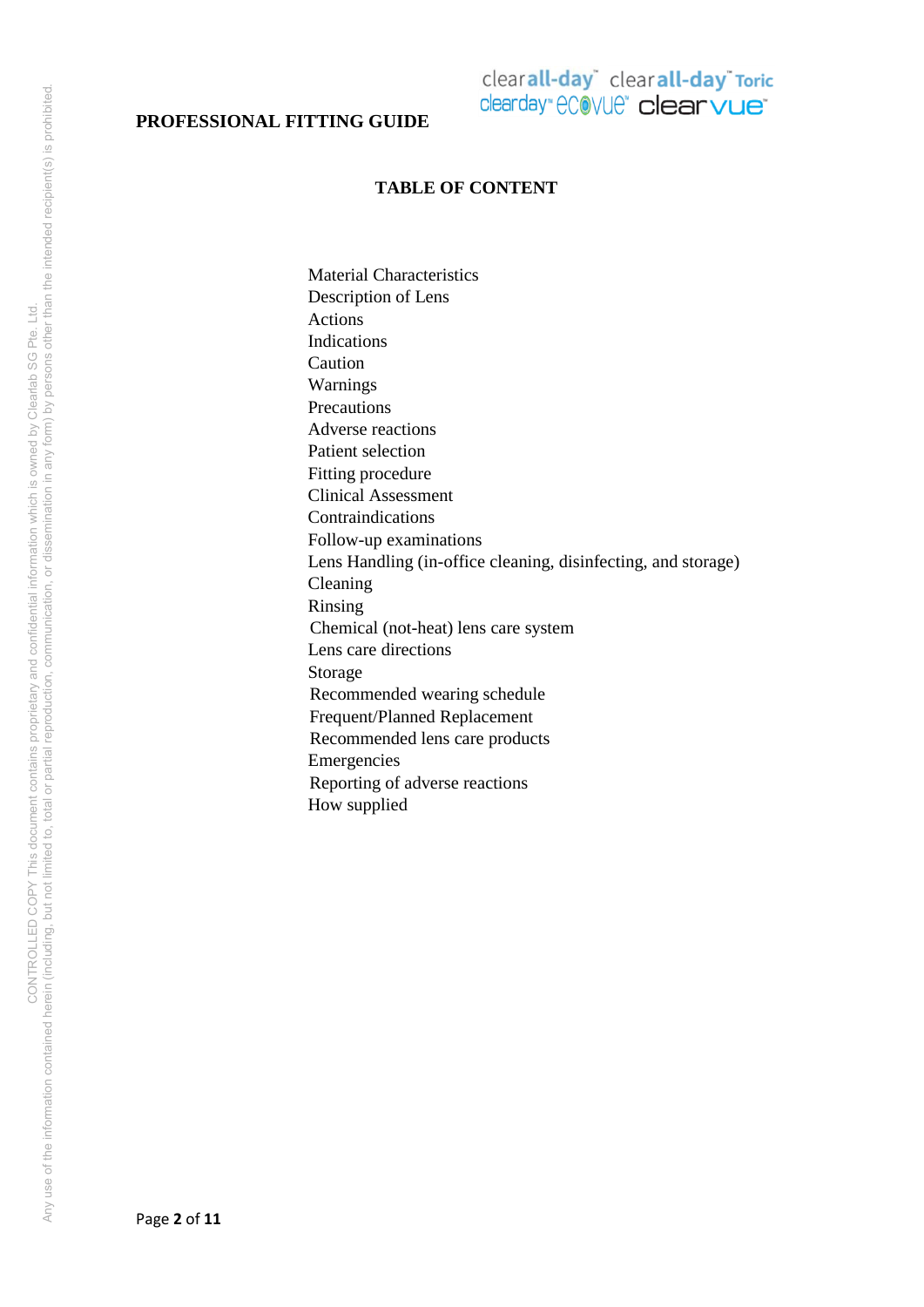## TABLE OF CONTENT

Material Characteristics
Description of Lens
Actions
Indications
Caution
Warnings
Precautions
Adverse reactions
Patient selection
Fitting procedure
Clinical Assessment
Contraindications
Follow-up examinations
Lens Handling (in-office cleaning, disinfecting, and storage)
Cleaning
Rinsing
Chemical (not-heat) lens care system
Lens care directions
Storage
Recommended wearing schedule
Frequent/Planned Replacement
Recommended lens care products
Emergencies
Reporting of adverse reactions
How supplied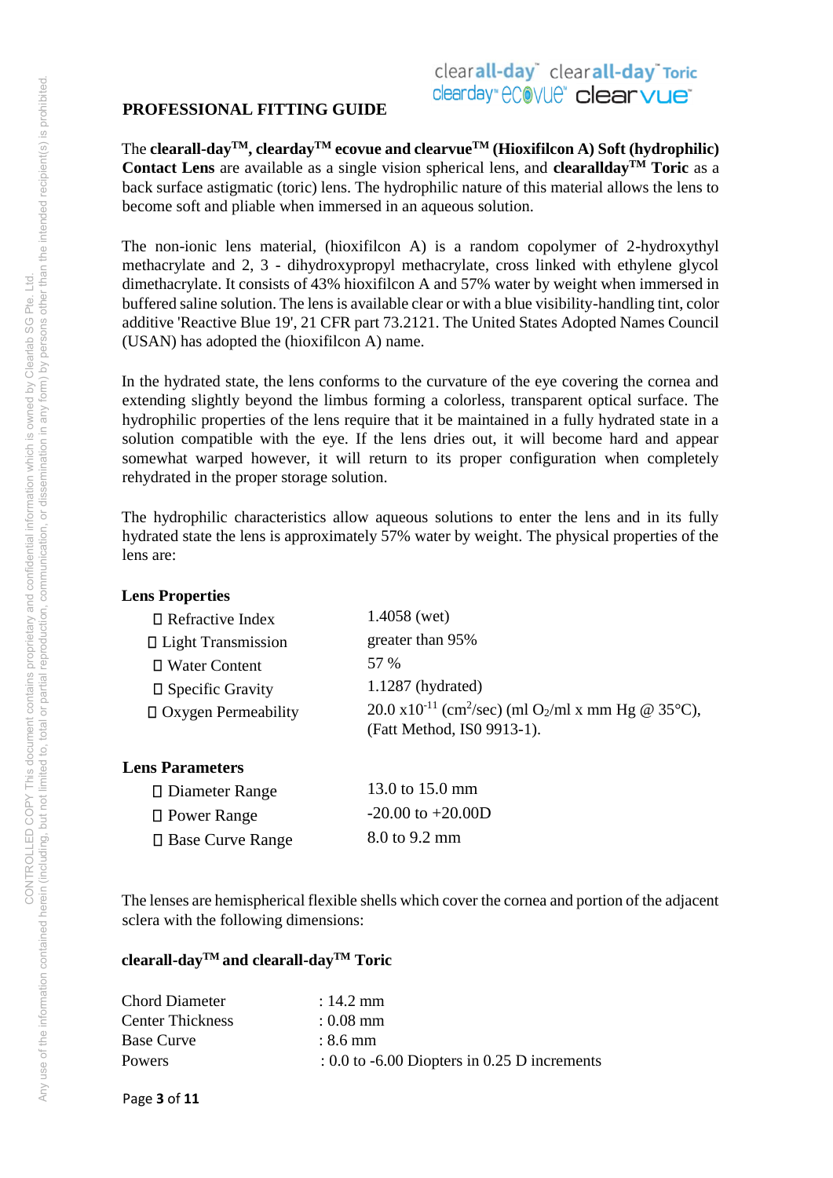## PROFESSIONAL FITTING GUIDE

The **clearall-day™, clearday™ ecovue and clearvue™ (Hioxifilcon A) Soft (hydrophilic) Contact Lens** are available as a single vision spherical lens, and **clearallday™ Toric** as a back surface astigmatic (toric) lens. The hydrophilic nature of this material allows the lens to become soft and pliable when immersed in an aqueous solution.

The non-ionic lens material, (hioxifilcon A) is a random copolymer of 2-hydroxythyl methacrylate and 2, 3 - dihydroxypropyl methacrylate, cross linked with ethylene glycol dimethacrylate. It consists of 43% hioxifilcon A and 57% water by weight when immersed in buffered saline solution. The lens is available clear or with a blue visibility-handling tint, color additive 'Reactive Blue 19', 21 CFR part 73.2121. The United States Adopted Names Council (USAN) has adopted the (hioxifilcon A) name.

In the hydrated state, the lens conforms to the curvature of the eye covering the cornea and extending slightly beyond the limbus forming a colorless, transparent optical surface. The hydrophilic properties of the lens require that it be maintained in a fully hydrated state in a solution compatible with the eye. If the lens dries out, it will become hard and appear somewhat warped however, it will return to its proper configuration when completely rehydrated in the proper storage solution.

The hydrophilic characteristics allow aqueous solutions to enter the lens and in its fully hydrated state the lens is approximately 57% water by weight. The physical properties of the lens are:

**Lens Properties**

| | |
|---|---|
| Refractive Index | 1.4058 (wet) |
| Light Transmission | greater than 95% |
| Water Content | 57 % |
| Specific Gravity | 1.1287 (hydrated) |
| Oxygen Permeability | 20.0 $x10^{-11}$ ($cm^2$/sec) (ml $O_2$/ml x mm Hg @ 35°C), (Fatt Method, ISO 9913-1). |

**Lens Parameters**

| | |
|---|---|
| Diameter Range | 13.0 to 15.0 mm |
| Power Range | -20.00 to +20.00D |
| Base Curve Range | 8.0 to 9.2 mm |

The lenses are hemispherical flexible shells which cover the cornea and portion of the adjacent sclera with the following dimensions:

**clearall-day™ and clearall-day™ Toric**

| | |
|---|---|
| Chord Diameter | : 14.2 mm |
| Center Thickness | : 0.08 mm |
| Base Curve | : 8.6 mm |
| Powers | : 0.0 to -6.00 Diopters in 0.25 D increments |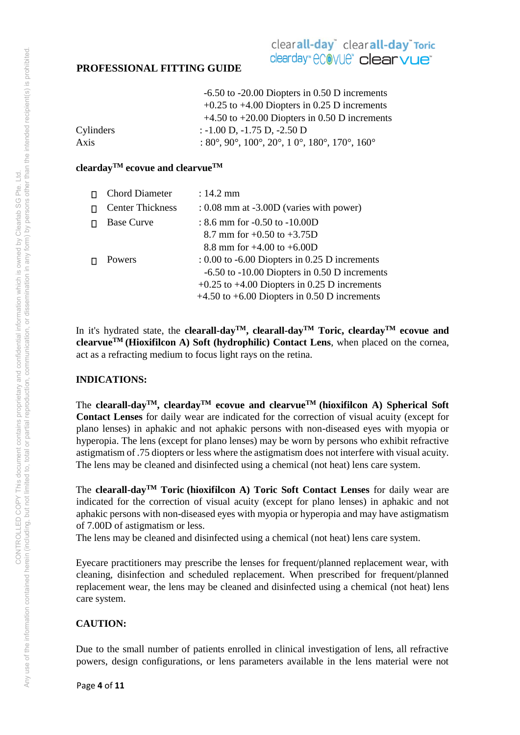## PROFESSIONAL FITTING GUIDE

| | |
|---|---|
| | -6.50 to -20.00 Diopters in 0.50 D increments |
| | +0.25 to +4.00 Diopters in 0.25 D increments |
| | +4.50 to +20.00 Diopters in 0.50 D increments |
| Cylinders | : -1.00 D, -1.75 D, -2.50 D |
| Axis | : 80°, 90°, 100°, 20°, 1 0°, 180°, 170°, 160° |

**clearday™ ecovue and clearvue™**

- Chord Diameter : 14.2 mm
- Center Thickness : 0.08 mm at -3.00D (varies with power)
- Base Curve : 8.6 mm for -0.50 to -10.00D
  8.7 mm for +0.50 to +3.75D
  8.8 mm for +4.00 to +6.00D
- Powers : 0.00 to -6.00 Diopters in 0.25 D increments
  -6.50 to -10.00 Diopters in 0.50 D increments
  +0.25 to +4.00 Diopters in 0.25 D increments
  +4.50 to +6.00 Diopters in 0.50 D increments

In it's hydrated state, the **clearall-day™, clearall-day™ Toric, clearday™ ecovue and clearvue™ (Hioxifilcon A) Soft (hydrophilic) Contact Lens**, when placed on the cornea, act as a refracting medium to focus light rays on the retina.

**INDICATIONS:**

The **clearall-day™, clearday™ ecovue and clearvue™ (hioxifilcon A) Spherical Soft Contact Lenses** for daily wear are indicated for the correction of visual acuity (except for plano lenses) in aphakic and not aphakic persons with non-diseased eyes with myopia or hyperopia. The lens (except for plano lenses) may be worn by persons who exhibit refractive astigmatism of .75 diopters or less where the astigmatism does not interfere with visual acuity. The lens may be cleaned and disinfected using a chemical (not heat) lens care system.

The **clearall-day™ Toric (hioxifilcon A) Toric Soft Contact Lenses** for daily wear are indicated for the correction of visual acuity (except for plano lenses) in aphakic and not aphakic persons with non-diseased eyes with myopia or hyperopia and may have astigmatism of 7.00D of astigmatism or less.
The lens may be cleaned and disinfected using a chemical (not heat) lens care system.

Eyecare practitioners may prescribe the lenses for frequent/planned replacement wear, with cleaning, disinfection and scheduled replacement. When prescribed for frequent/planned replacement wear, the lens may be cleaned and disinfected using a chemical (not heat) lens care system.

**CAUTION:**

Due to the small number of patients enrolled in clinical investigation of lens, all refractive powers, design configurations, or lens parameters available in the lens material were not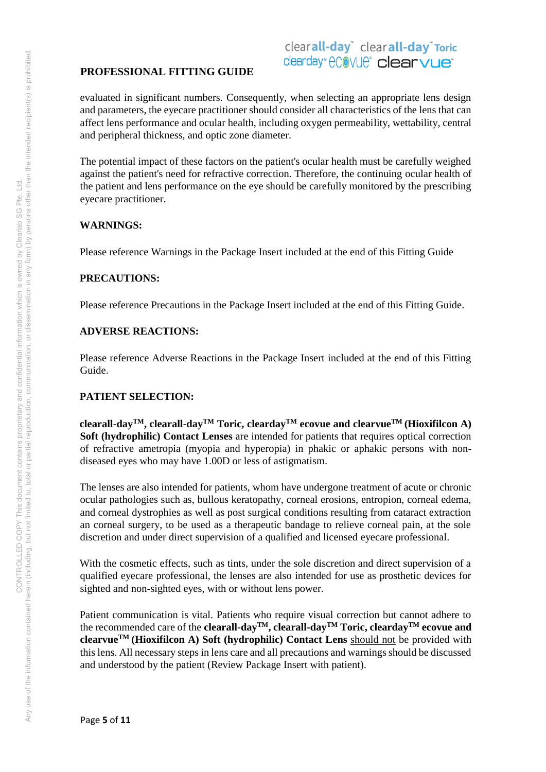evaluated in significant numbers. Consequently, when selecting an appropriate lens design and parameters, the eyecare practitioner should consider all characteristics of the lens that can affect lens performance and ocular health, including oxygen permeability, wettability, central and peripheral thickness, and optic zone diameter.

The potential impact of these factors on the patient's ocular health must be carefully weighed against the patient's need for refractive correction. Therefore, the continuing ocular health of the patient and lens performance on the eye should be carefully monitored by the prescribing eyecare practitioner.

**WARNINGS:**

Please reference Warnings in the Package Insert included at the end of this Fitting Guide

**PRECAUTIONS:**

Please reference Precautions in the Package Insert included at the end of this Fitting Guide.

**ADVERSE REACTIONS:**

Please reference Adverse Reactions in the Package Insert included at the end of this Fitting Guide.

**PATIENT SELECTION:**

**clearall-day™, clearall-day™ Toric, clearday™ ecovue and clearvue™ (Hioxifilcon A) Soft (hydrophilic) Contact Lenses** are intended for patients that requires optical correction of refractive ametropia (myopia and hyperopia) in phakic or aphakic persons with non-diseased eyes who may have 1.00D or less of astigmatism.

The lenses are also intended for patients, whom have undergone treatment of acute or chronic ocular pathologies such as, bullous keratopathy, corneal erosions, entropion, corneal edema, and corneal dystrophies as well as post surgical conditions resulting from cataract extraction an corneal surgery, to be used as a therapeutic bandage to relieve corneal pain, at the sole discretion and under direct supervision of a qualified and licensed eyecare professional.

With the cosmetic effects, such as tints, under the sole discretion and direct supervision of a qualified eyecare professional, the lenses are also intended for use as prosthetic devices for sighted and non-sighted eyes, with or without lens power.

Patient communication is vital. Patients who require visual correction but cannot adhere to the recommended care of the **clearall-day™, clearall-day™ Toric, clearday™ ecovue and clearvue™ (Hioxifilcon A) Soft (hydrophilic) Contact Lens** should not be provided with this lens. All necessary steps in lens care and all precautions and warnings should be discussed and understood by the patient (Review Package Insert with patient).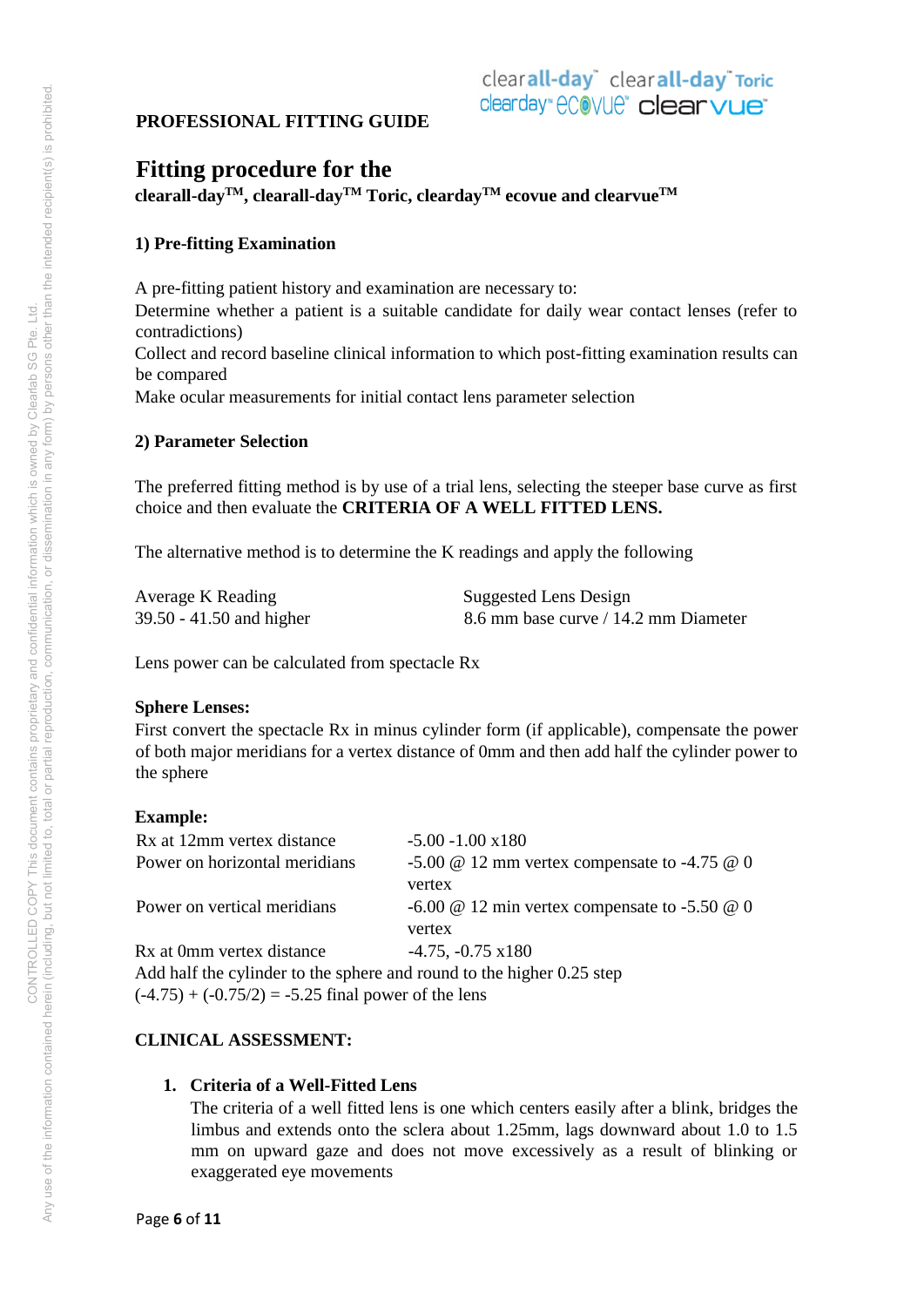**PROFESSIONAL FITTING GUIDE**

# Fitting procedure for the

**clearall-day™, clearall-day™ Toric, clearday™ ecovue and clearvue™**

### 1) Pre-fitting Examination

A pre-fitting patient history and examination are necessary to:
Determine whether a patient is a suitable candidate for daily wear contact lenses (refer to contradictions)
Collect and record baseline clinical information to which post-fitting examination results can be compared
Make ocular measurements for initial contact lens parameter selection

### 2) Parameter Selection

The preferred fitting method is by use of a trial lens, selecting the steeper base curve as first choice and then evaluate the **CRITERIA OF A WELL FITTED LENS.**

The alternative method is to determine the K readings and apply the following

| Average K Reading | Suggested Lens Design |
|---|---|
| 39.50 - 41.50 and higher | 8.6 mm base curve / 14.2 mm Diameter |

Lens power can be calculated from spectacle Rx

**Sphere Lenses:**
First convert the spectacle Rx in minus cylinder form (if applicable), compensate the power of both major meridians for a vertex distance of 0mm and then add half the cylinder power to the sphere

**Example:**

| | |
|---|---|
| Rx at 12mm vertex distance | -5.00 -1.00 x180 |
| Power on horizontal meridians | -5.00 @ 12 mm vertex compensate to -4.75 @ 0 vertex |
| Power on vertical meridians | -6.00 @ 12 min vertex compensate to -5.50 @ 0 vertex |
| Rx at 0mm vertex distance | -4.75, -0.75 x180 |

Add half the cylinder to the sphere and round to the higher 0.25 step
(-4.75) + (-0.75/2) = -5.25 final power of the lens

**CLINICAL ASSESSMENT:**

1. **Criteria of a Well-Fitted Lens**
   The criteria of a well fitted lens is one which centers easily after a blink, bridges the limbus and extends onto the sclera about 1.25mm, lags downward about 1.0 to 1.5 mm on upward gaze and does not move excessively as a result of blinking or exaggerated eye movements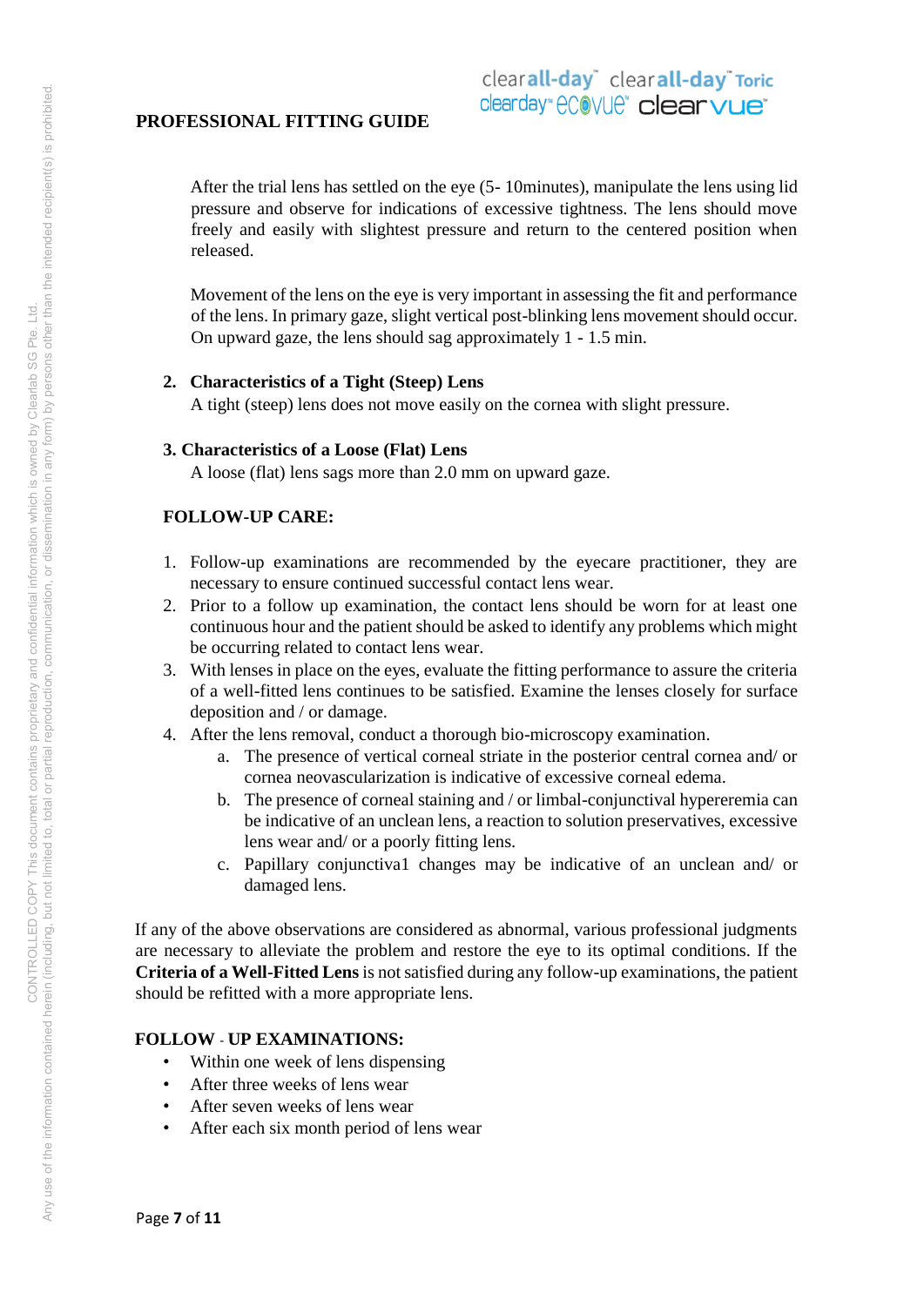After the trial lens has settled on the eye (5- 10minutes), manipulate the lens using lid pressure and observe for indications of excessive tightness. The lens should move freely and easily with slightest pressure and return to the centered position when released.

Movement of the lens on the eye is very important in assessing the fit and performance of the lens. In primary gaze, slight vertical post-blinking lens movement should occur. On upward gaze, the lens should sag approximately 1 - 1.5 min.

2. **Characteristics of a Tight (Steep) Lens**
   A tight (steep) lens does not move easily on the cornea with slight pressure.

3. **Characteristics of a Loose (Flat) Lens**
   A loose (flat) lens sags more than 2.0 mm on upward gaze.

**FOLLOW-UP CARE:**

1. Follow-up examinations are recommended by the eyecare practitioner, they are necessary to ensure continued successful contact lens wear.
2. Prior to a follow up examination, the contact lens should be worn for at least one continuous hour and the patient should be asked to identify any problems which might be occurring related to contact lens wear.
3. With lenses in place on the eyes, evaluate the fitting performance to assure the criteria of a well-fitted lens continues to be satisfied. Examine the lenses closely for surface deposition and / or damage.
4. After the lens removal, conduct a thorough bio-microscopy examination.
   a. The presence of vertical corneal striate in the posterior central cornea and/ or cornea neovascularization is indicative of excessive corneal edema.
   b. The presence of corneal staining and / or limbal-conjunctival hypereremia can be indicative of an unclean lens, a reaction to solution preservatives, excessive lens wear and/ or a poorly fitting lens.
   c. Papillary conjunctiva1 changes may be indicative of an unclean and/ or damaged lens.

If any of the above observations are considered as abnormal, various professional judgments are necessary to alleviate the problem and restore the eye to its optimal conditions. If the **Criteria of a Well-Fitted Lens** is not satisfied during any follow-up examinations, the patient should be refitted with a more appropriate lens.

**FOLLOW - UP EXAMINATIONS:**

- Within one week of lens dispensing
- After three weeks of lens wear
- After seven weeks of lens wear
- After each six month period of lens wear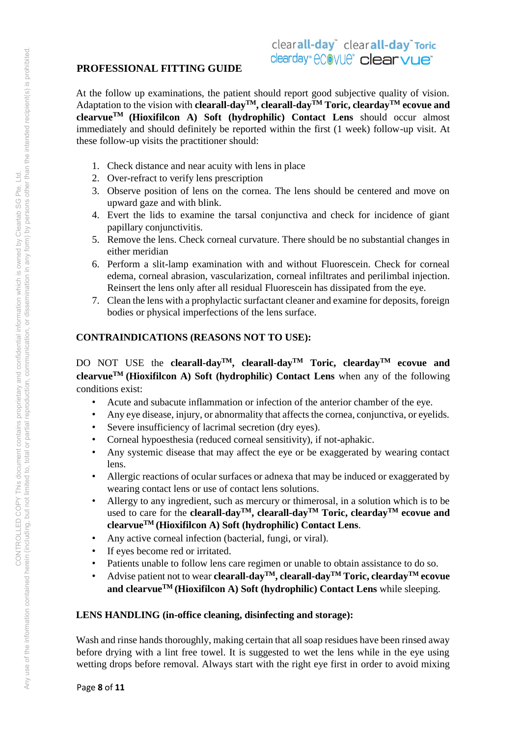## PROFESSIONAL FITTING GUIDE

At the follow up examinations, the patient should report good subjective quality of vision. Adaptation to the vision with **clearall-day™, clearall-day™ Toric, clearday™ ecovue and clearvue™ (Hioxifilcon A) Soft (hydrophilic) Contact Lens** should occur almost immediately and should definitely be reported within the first (1 week) follow-up visit. At these follow-up visits the practitioner should:

1. Check distance and near acuity with lens in place
2. Over-refract to verify lens prescription
3. Observe position of lens on the cornea. The lens should be centered and move on upward gaze and with blink.
4. Evert the lids to examine the tarsal conjunctiva and check for incidence of giant papillary conjunctivitis.
5. Remove the lens. Check corneal curvature. There should be no substantial changes in either meridian
6. Perform a slit-lamp examination with and without Fluorescein. Check for corneal edema, corneal abrasion, vascularization, corneal infiltrates and perilimbal injection. Reinsert the lens only after all residual Fluorescein has dissipated from the eye.
7. Clean the lens with a prophylactic surfactant cleaner and examine for deposits, foreign bodies or physical imperfections of the lens surface.

## CONTRAINDICATIONS (REASONS NOT TO USE):

DO NOT USE the **clearall-day™, clearall-day™ Toric, clearday™ ecovue and clearvue™ (Hioxifilcon A) Soft (hydrophilic) Contact Lens** when any of the following conditions exist:

- Acute and subacute inflammation or infection of the anterior chamber of the eye.
- Any eye disease, injury, or abnormality that affects the cornea, conjunctiva, or eyelids.
- Severe insufficiency of lacrimal secretion (dry eyes).
- Corneal hypoesthesia (reduced corneal sensitivity), if not-aphakic.
- Any systemic disease that may affect the eye or be exaggerated by wearing contact lens.
- Allergic reactions of ocular surfaces or adnexa that may be induced or exaggerated by wearing contact lens or use of contact lens solutions.
- Allergy to any ingredient, such as mercury or thimerosal, in a solution which is to be used to care for the **clearall-day™, clearall-day™ Toric, clearday™ ecovue and clearvue™ (Hioxifilcon A) Soft (hydrophilic) Contact Lens**.
- Any active corneal infection (bacterial, fungi, or viral).
- If eyes become red or irritated.
- Patients unable to follow lens care regimen or unable to obtain assistance to do so.
- Advise patient not to wear **clearall-day™, clearall-day™ Toric, clearday™ ecovue and clearvue™ (Hioxifilcon A) Soft (hydrophilic) Contact Lens** while sleeping.

## LENS HANDLING (in-office cleaning, disinfecting and storage):

Wash and rinse hands thoroughly, making certain that all soap residues have been rinsed away before drying with a lint free towel. It is suggested to wet the lens while in the eye using wetting drops before removal. Always start with the right eye first in order to avoid mixing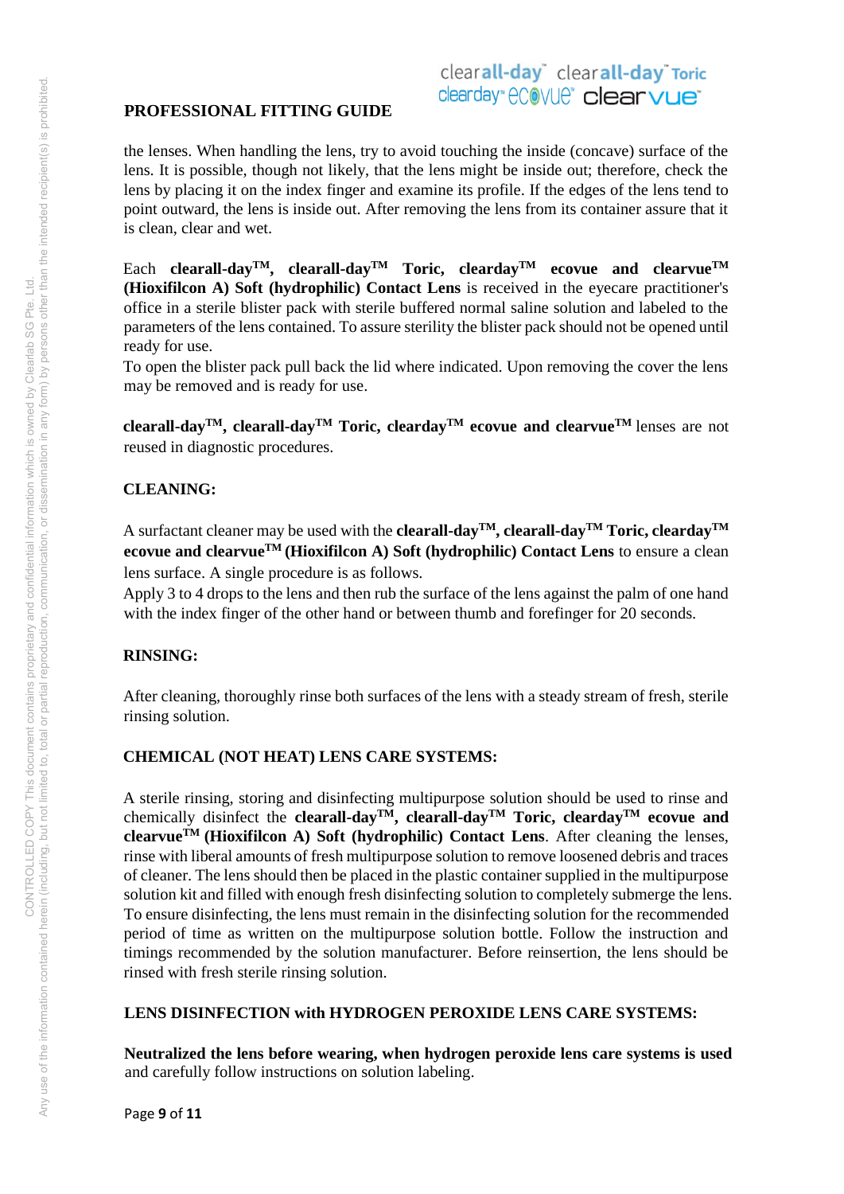the lenses. When handling the lens, try to avoid touching the inside (concave) surface of the lens. It is possible, though not likely, that the lens might be inside out; therefore, check the lens by placing it on the index finger and examine its profile. If the edges of the lens tend to point outward, the lens is inside out. After removing the lens from its container assure that it is clean, clear and wet.

Each **clearall-day™, clearall-day™ Toric, clearday™ ecovue and clearvue™ (Hioxifilcon A) Soft (hydrophilic) Contact Lens** is received in the eyecare practitioner's office in a sterile blister pack with sterile buffered normal saline solution and labeled to the parameters of the lens contained. To assure sterility the blister pack should not be opened until ready for use.
To open the blister pack pull back the lid where indicated. Upon removing the cover the lens may be removed and is ready for use.

**clearall-day™, clearall-day™ Toric, clearday™ ecovue and clearvue™** lenses are not reused in diagnostic procedures.

## CLEANING:

A surfactant cleaner may be used with the **clearall-day™, clearall-day™ Toric, clearday™ ecovue and clearvue™ (Hioxifilcon A) Soft (hydrophilic) Contact Lens** to ensure a clean lens surface. A single procedure is as follows.
Apply 3 to 4 drops to the lens and then rub the surface of the lens against the palm of one hand with the index finger of the other hand or between thumb and forefinger for 20 seconds.

## RINSING:

After cleaning, thoroughly rinse both surfaces of the lens with a steady stream of fresh, sterile rinsing solution.

## CHEMICAL (NOT HEAT) LENS CARE SYSTEMS:

A sterile rinsing, storing and disinfecting multipurpose solution should be used to rinse and chemically disinfect the **clearall-day™, clearall-day™ Toric, clearday™ ecovue and clearvue™ (Hioxifilcon A) Soft (hydrophilic) Contact Lens**. After cleaning the lenses, rinse with liberal amounts of fresh multipurpose solution to remove loosened debris and traces of cleaner. The lens should then be placed in the plastic container supplied in the multipurpose solution kit and filled with enough fresh disinfecting solution to completely submerge the lens. To ensure disinfecting, the lens must remain in the disinfecting solution for the recommended period of time as written on the multipurpose solution bottle. Follow the instruction and timings recommended by the solution manufacturer. Before reinsertion, the lens should be rinsed with fresh sterile rinsing solution.

## LENS DISINFECTION with HYDROGEN PEROXIDE LENS CARE SYSTEMS:

**Neutralized the lens before wearing, when hydrogen peroxide lens care systems is used** and carefully follow instructions on solution labeling.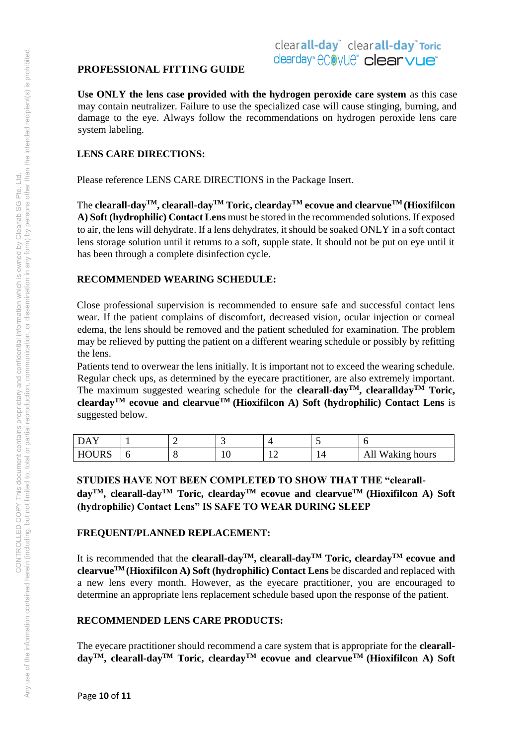**PROFESSIONAL FITTING GUIDE**

**Use ONLY the lens case provided with the hydrogen peroxide care system** as this case may contain neutralizer. Failure to use the specialized case will cause stinging, burning, and damage to the eye. Always follow the recommendations on hydrogen peroxide lens care system labeling.

**LENS CARE DIRECTIONS:**

Please reference LENS CARE DIRECTIONS in the Package Insert.

The **clearall-day™, clearall-day™ Toric, clearday™ ecovue and clearvue™ (Hioxifilcon A) Soft (hydrophilic) Contact Lens** must be stored in the recommended solutions. If exposed to air, the lens will dehydrate. If a lens dehydrates, it should be soaked ONLY in a soft contact lens storage solution until it returns to a soft, supple state. It should not be put on eye until it has been through a complete disinfection cycle.

**RECOMMENDED WEARING SCHEDULE:**

Close professional supervision is recommended to ensure safe and successful contact lens wear. If the patient complains of discomfort, decreased vision, ocular injection or corneal edema, the lens should be removed and the patient scheduled for examination. The problem may be relieved by putting the patient on a different wearing schedule or possibly by refitting the lens.

Patients tend to overwear the lens initially. It is important not to exceed the wearing schedule. Regular check ups, as determined by the eyecare practitioner, are also extremely important. The maximum suggested wearing schedule for the **clearall-day™, clearallday™ Toric, clearday™ ecovue and clearvue™ (Hioxifilcon A) Soft (hydrophilic) Contact Lens** is suggested below.

| DAY | 1 | 2 | 3 | 4 | 5 | 6 |
|---|---|---|---|---|---|---|
| HOURS | 6 | 8 | 10 | 12 | 14 | All Waking hours |

**STUDIES HAVE NOT BEEN COMPLETED TO SHOW THAT THE "clearall-day™, clearall-day™ Toric, clearday™ ecovue and clearvue™ (Hioxifilcon A) Soft (hydrophilic) Contact Lens" IS SAFE TO WEAR DURING SLEEP**

**FREQUENT/PLANNED REPLACEMENT:**

It is recommended that the **clearall-day™, clearall-day™ Toric, clearday™ ecovue and clearvue™ (Hioxifilcon A) Soft (hydrophilic) Contact Lens** be discarded and replaced with a new lens every month. However, as the eyecare practitioner, you are encouraged to determine an appropriate lens replacement schedule based upon the response of the patient.

**RECOMMENDED LENS CARE PRODUCTS:**

The eyecare practitioner should recommend a care system that is appropriate for the **clearall-day™, clearall-day™ Toric, clearday™ ecovue and clearvue™ (Hioxifilcon A) Soft**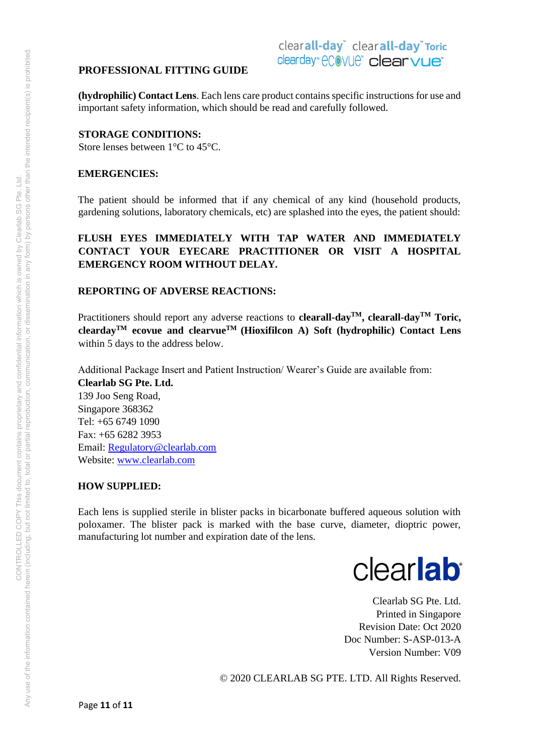**(hydrophilic) Contact Lens**. Each lens care product contains specific instructions for use and important safety information, which should be read and carefully followed.

**STORAGE CONDITIONS:**

Store lenses between 1°C to 45°C.

**EMERGENCIES:**

The patient should be informed that if any chemical of any kind (household products, gardening solutions, laboratory chemicals, etc) are splashed into the eyes, the patient should:

**FLUSH EYES IMMEDIATELY WITH TAP WATER AND IMMEDIATELY CONTACT YOUR EYECARE PRACTITIONER OR VISIT A HOSPITAL EMERGENCY ROOM WITHOUT DELAY.**

**REPORTING OF ADVERSE REACTIONS:**

Practitioners should report any adverse reactions to **clearall-day™, clearall-day™ Toric, clearday™ ecovue and clearvue™ (Hioxifilcon A) Soft (hydrophilic) Contact Lens** within 5 days to the address below.

Additional Package Insert and Patient Instruction/ Wearer's Guide are available from:
**Clearlab SG Pte. Ltd.**
139 Joo Seng Road,
Singapore 368362
Tel: +65 6749 1090
Fax: +65 6282 3953
Email: Regulatory@clearlab.com
Website: www.clearlab.com

**HOW SUPPLIED:**

Each lens is supplied sterile in blister packs in bicarbonate buffered aqueous solution with poloxamer. The blister pack is marked with the base curve, diameter, dioptric power, manufacturing lot number and expiration date of the lens.

clearlab®

Clearlab SG Pte. Ltd.
Printed in Singapore
Revision Date: Oct 2020
Doc Number: S-ASP-013-A
Version Number: V09

© 2020 CLEARLAB SG PTE. LTD. All Rights Reserved.